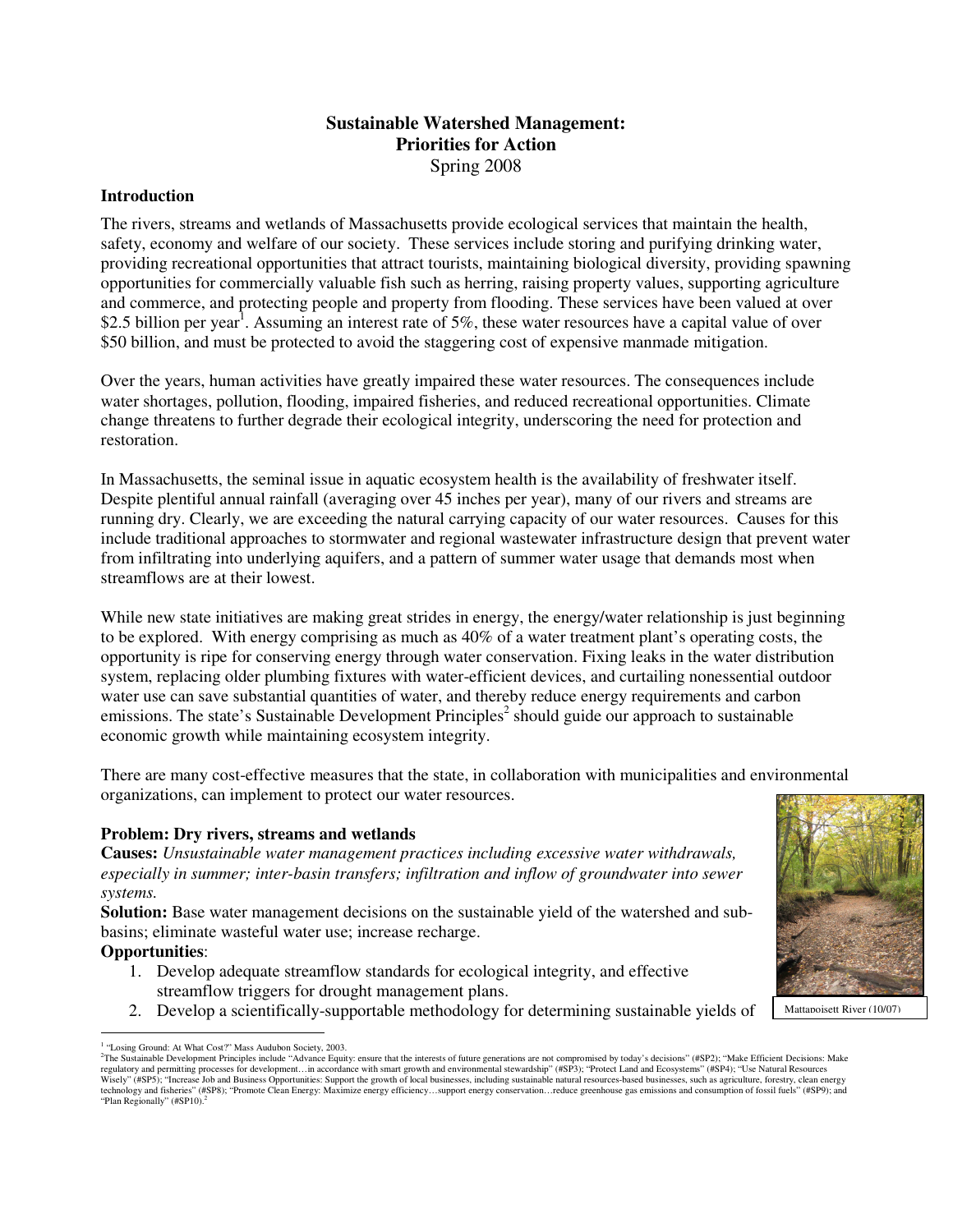# Sustainable Watershed Management: Priorities for Action

Spring 2008

## Introduction

The rivers, streams and wetlands of Massachusetts provide ecological services that maintain the health, safety, economy and welfare of our society. These services include storing and purifying drinking water, providing recreational opportunities that attract tourists, maintaining biological diversity, providing spawning opportunities for commercially valuable fish such as herring, raising property values, supporting agriculture and commerce, and protecting people and property from flooding. These services have been valued at over \$2.5 billion per year[1]. Assuming an interest rate of 5%, these water resources have a capital value of over \$50 billion, and must be protected to avoid the staggering cost of expensive manmade mitigation.

Over the years, human activities have greatly impaired these water resources. The consequences include water shortages, pollution, flooding, impaired fisheries, and reduced recreational opportunities. Climate change threatens to further degrade their ecological integrity, underscoring the need for protection and restoration.

In Massachusetts, the seminal issue in aquatic ecosystem health is the availability of freshwater itself. Despite plentiful annual rainfall (averaging over 45 inches per year), many of our rivers and streams are running dry. Clearly, we are exceeding the natural carrying capacity of our water resources. Causes for this include traditional approaches to stormwater and regional wastewater infrastructure design that prevent water from infiltrating into underlying aquifers, and a pattern of summer water usage that demands most when streamflows are at their lowest.

While new state initiatives are making great strides in energy, the energy/water relationship is just beginning to be explored. With energy comprising as much as 40% of a water treatment plant's operating costs, the opportunity is ripe for conserving energy through water conservation. Fixing leaks in the water distribution system, replacing older plumbing fixtures with water-efficient devices, and curtailing nonessential outdoor water use can save substantial quantities of water, and thereby reduce energy requirements and carbon emissions. The state's Sustainable Development Principles[2] should guide our approach to sustainable economic growth while maintaining ecosystem integrity.

There are many cost-effective measures that the state, in collaboration with municipalities and environmental organizations, can implement to protect our water resources.

**Problem: Dry rivers, streams and wetlands**

**Causes:** *Unsustainable water management practices including excessive water withdrawals, especially in summer; inter-basin transfers; infiltration and inflow of groundwater into sewer systems.*

**Solution:** Base water management decisions on the sustainable yield of the watershed and sub-basins; eliminate wasteful water use; increase recharge.

**Opportunities**:

1. Develop adequate streamflow standards for ecological integrity, and effective streamflow triggers for drought management plans.
2. Develop a scientifically-supportable methodology for determining sustainable yields of

Mattapoisett River (10/07)

---

[1] "Losing Ground: At What Cost?" Mass Audubon Society, 2003.

[2] The Sustainable Development Principles include "Advance Equity: ensure that the interests of future generations are not compromised by today's decisions" (#SP2); "Make Efficient Decisions: Make regulatory and permitting processes for development…in accordance with smart growth and environmental stewardship" (#SP3); "Protect Land and Ecosystems" (#SP4); "Use Natural Resources Wisely" (#SP5); "Increase Job and Business Opportunities: Support the growth of local businesses, including sustainable natural resources-based businesses, such as agriculture, forestry, clean energy technology and fisheries" (#SP8); "Promote Clean Energy: Maximize energy efficiency…support energy conservation…reduce greenhouse gas emissions and consumption of fossil fuels" (#SP9); and "Plan Regionally" (#SP10).[2]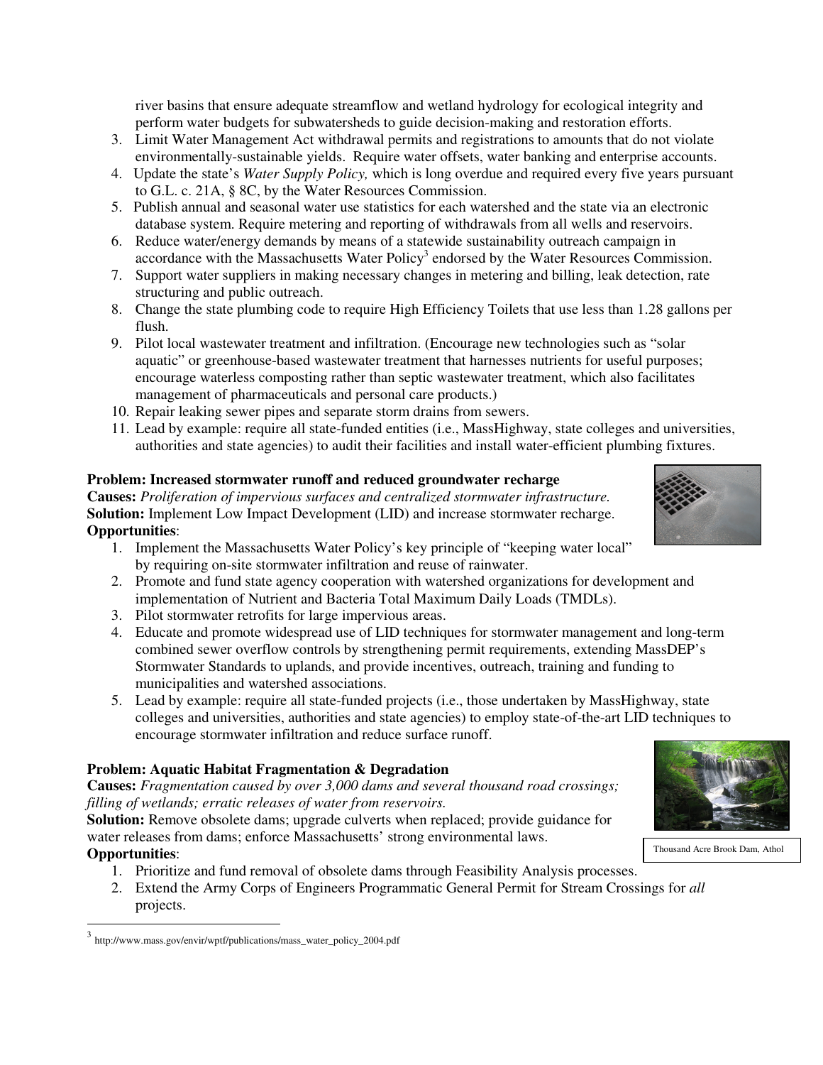river basins that ensure adequate streamflow and wetland hydrology for ecological integrity and perform water budgets for subwatersheds to guide decision-making and restoration efforts.

3. Limit Water Management Act withdrawal permits and registrations to amounts that do not violate environmentally-sustainable yields. Require water offsets, water banking and enterprise accounts.
4. Update the state's *Water Supply Policy,* which is long overdue and required every five years pursuant to G.L. c. 21A, § 8C, by the Water Resources Commission.
5. Publish annual and seasonal water use statistics for each watershed and the state via an electronic database system. Require metering and reporting of withdrawals from all wells and reservoirs.
6. Reduce water/energy demands by means of a statewide sustainability outreach campaign in accordance with the Massachusetts Water Policy[3] endorsed by the Water Resources Commission.
7. Support water suppliers in making necessary changes in metering and billing, leak detection, rate structuring and public outreach.
8. Change the state plumbing code to require High Efficiency Toilets that use less than 1.28 gallons per flush.
9. Pilot local wastewater treatment and infiltration. (Encourage new technologies such as "solar aquatic" or greenhouse-based wastewater treatment that harnesses nutrients for useful purposes; encourage waterless composting rather than septic wastewater treatment, which also facilitates management of pharmaceuticals and personal care products.)
10. Repair leaking sewer pipes and separate storm drains from sewers.
11. Lead by example: require all state-funded entities (i.e., MassHighway, state colleges and universities, authorities and state agencies) to audit their facilities and install water-efficient plumbing fixtures.

**Problem: Increased stormwater runoff and reduced groundwater recharge**
**Causes:** *Proliferation of impervious surfaces and centralized stormwater infrastructure.*
**Solution:** Implement Low Impact Development (LID) and increase stormwater recharge.
**Opportunities**:

1. Implement the Massachusetts Water Policy's key principle of "keeping water local" by requiring on-site stormwater infiltration and reuse of rainwater.
2. Promote and fund state agency cooperation with watershed organizations for development and implementation of Nutrient and Bacteria Total Maximum Daily Loads (TMDLs).
3. Pilot stormwater retrofits for large impervious areas.
4. Educate and promote widespread use of LID techniques for stormwater management and long-term combined sewer overflow controls by strengthening permit requirements, extending MassDEP's Stormwater Standards to uplands, and provide incentives, outreach, training and funding to municipalities and watershed associations.
5. Lead by example: require all state-funded projects (i.e., those undertaken by MassHighway, state colleges and universities, authorities and state agencies) to employ state-of-the-art LID techniques to encourage stormwater infiltration and reduce surface runoff.

**Problem: Aquatic Habitat Fragmentation & Degradation**
**Causes:** *Fragmentation caused by over 3,000 dams and several thousand road crossings; filling of wetlands; erratic releases of water from reservoirs.*
**Solution:** Remove obsolete dams; upgrade culverts when replaced; provide guidance for water releases from dams; enforce Massachusetts' strong environmental laws.
**Opportunities**:

Thousand Acre Brook Dam, Athol

1. Prioritize and fund removal of obsolete dams through Feasibility Analysis processes.
2. Extend the Army Corps of Engineers Programmatic General Permit for Stream Crossings for *all* projects.

[3] http://www.mass.gov/envir/wptf/publications/mass_water_policy_2004.pdf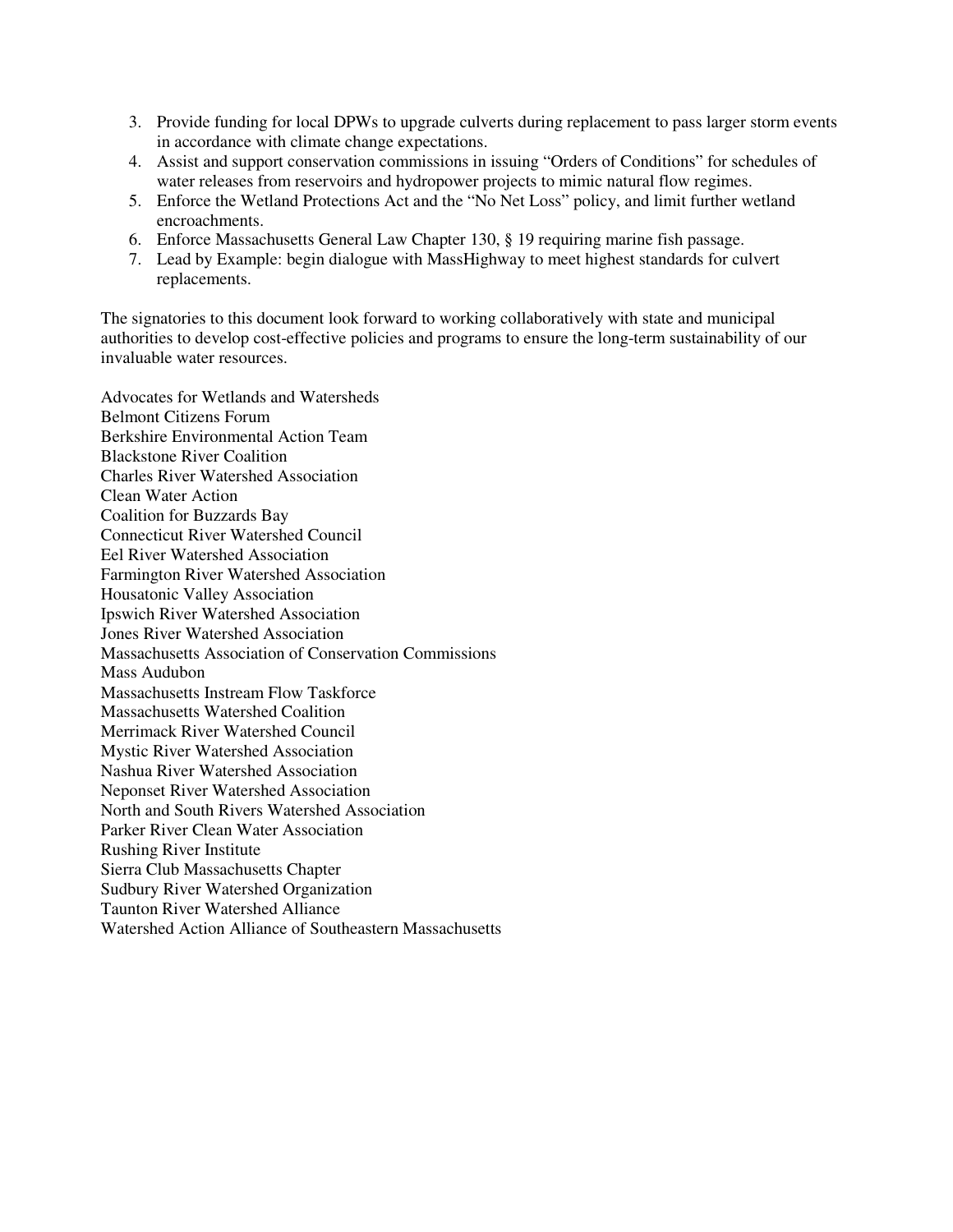3. Provide funding for local DPWs to upgrade culverts during replacement to pass larger storm events in accordance with climate change expectations.
4. Assist and support conservation commissions in issuing "Orders of Conditions" for schedules of water releases from reservoirs and hydropower projects to mimic natural flow regimes.
5. Enforce the Wetland Protections Act and the "No Net Loss" policy, and limit further wetland encroachments.
6. Enforce Massachusetts General Law Chapter 130, § 19 requiring marine fish passage.
7. Lead by Example: begin dialogue with MassHighway to meet highest standards for culvert replacements.

The signatories to this document look forward to working collaboratively with state and municipal authorities to develop cost-effective policies and programs to ensure the long-term sustainability of our invaluable water resources.

Advocates for Wetlands and Watersheds
Belmont Citizens Forum
Berkshire Environmental Action Team
Blackstone River Coalition
Charles River Watershed Association
Clean Water Action
Coalition for Buzzards Bay
Connecticut River Watershed Council
Eel River Watershed Association
Farmington River Watershed Association
Housatonic Valley Association
Ipswich River Watershed Association
Jones River Watershed Association
Massachusetts Association of Conservation Commissions
Mass Audubon
Massachusetts Instream Flow Taskforce
Massachusetts Watershed Coalition
Merrimack River Watershed Council
Mystic River Watershed Association
Nashua River Watershed Association
Neponset River Watershed Association
North and South Rivers Watershed Association
Parker River Clean Water Association
Rushing River Institute
Sierra Club Massachusetts Chapter
Sudbury River Watershed Organization
Taunton River Watershed Alliance
Watershed Action Alliance of Southeastern Massachusetts